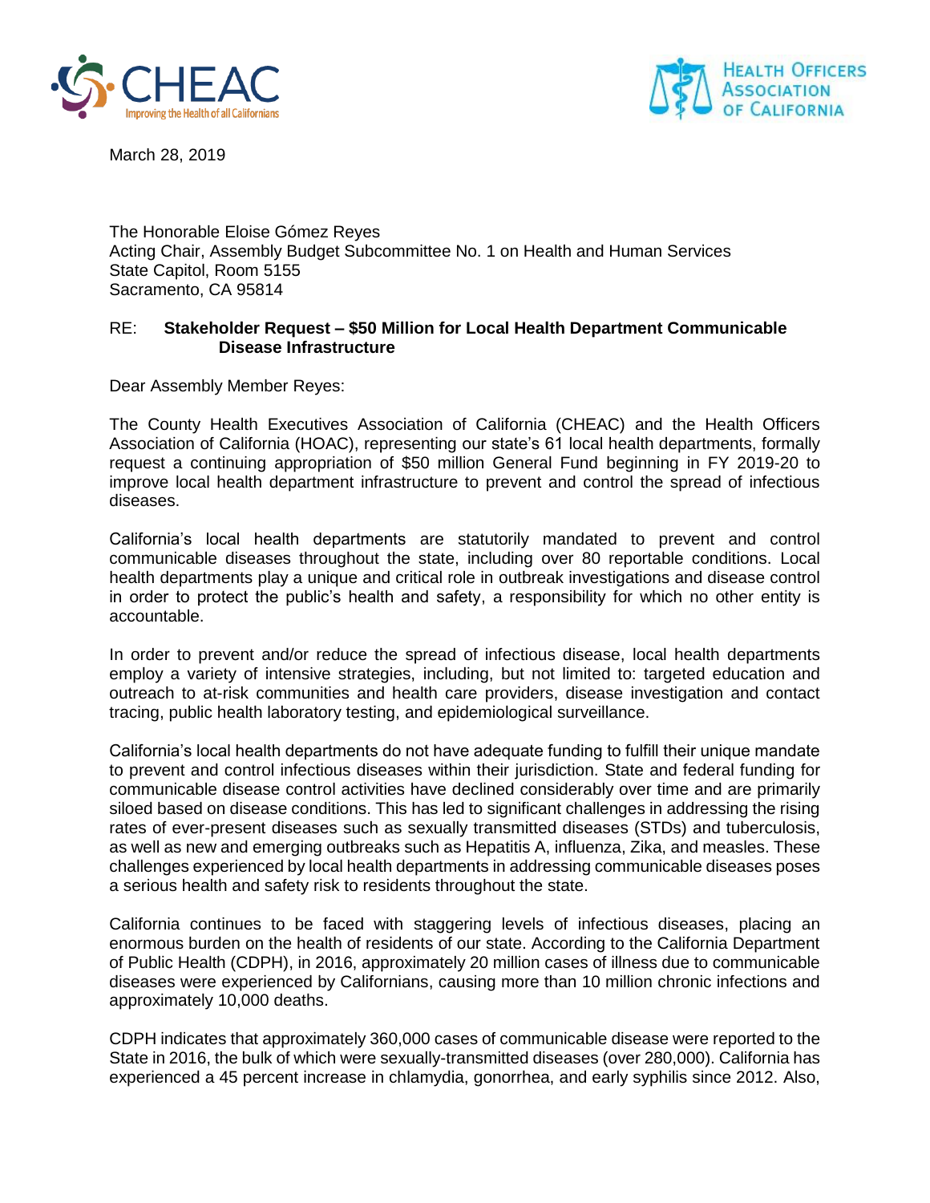CHEAC
Improving the Health of all Californians

HEALTH OFFICERS ASSOCIATION OF CALIFORNIA

March 28, 2019

The Honorable Eloise Gómez Reyes
Acting Chair, Assembly Budget Subcommittee No. 1 on Health and Human Services
State Capitol, Room 5155
Sacramento, CA 95814

RE: **Stakeholder Request – $50 Million for Local Health Department Communicable Disease Infrastructure**

Dear Assembly Member Reyes:

The County Health Executives Association of California (CHEAC) and the Health Officers Association of California (HOAC), representing our state's 61 local health departments, formally request a continuing appropriation of $50 million General Fund beginning in FY 2019-20 to improve local health department infrastructure to prevent and control the spread of infectious diseases.

California's local health departments are statutorily mandated to prevent and control communicable diseases throughout the state, including over 80 reportable conditions. Local health departments play a unique and critical role in outbreak investigations and disease control in order to protect the public's health and safety, a responsibility for which no other entity is accountable.

In order to prevent and/or reduce the spread of infectious disease, local health departments employ a variety of intensive strategies, including, but not limited to: targeted education and outreach to at-risk communities and health care providers, disease investigation and contact tracing, public health laboratory testing, and epidemiological surveillance.

California's local health departments do not have adequate funding to fulfill their unique mandate to prevent and control infectious diseases within their jurisdiction. State and federal funding for communicable disease control activities have declined considerably over time and are primarily siloed based on disease conditions. This has led to significant challenges in addressing the rising rates of ever-present diseases such as sexually transmitted diseases (STDs) and tuberculosis, as well as new and emerging outbreaks such as Hepatitis A, influenza, Zika, and measles. These challenges experienced by local health departments in addressing communicable diseases poses a serious health and safety risk to residents throughout the state.

California continues to be faced with staggering levels of infectious diseases, placing an enormous burden on the health of residents of our state. According to the California Department of Public Health (CDPH), in 2016, approximately 20 million cases of illness due to communicable diseases were experienced by Californians, causing more than 10 million chronic infections and approximately 10,000 deaths.

CDPH indicates that approximately 360,000 cases of communicable disease were reported to the State in 2016, the bulk of which were sexually-transmitted diseases (over 280,000). California has experienced a 45 percent increase in chlamydia, gonorrhea, and early syphilis since 2012. Also,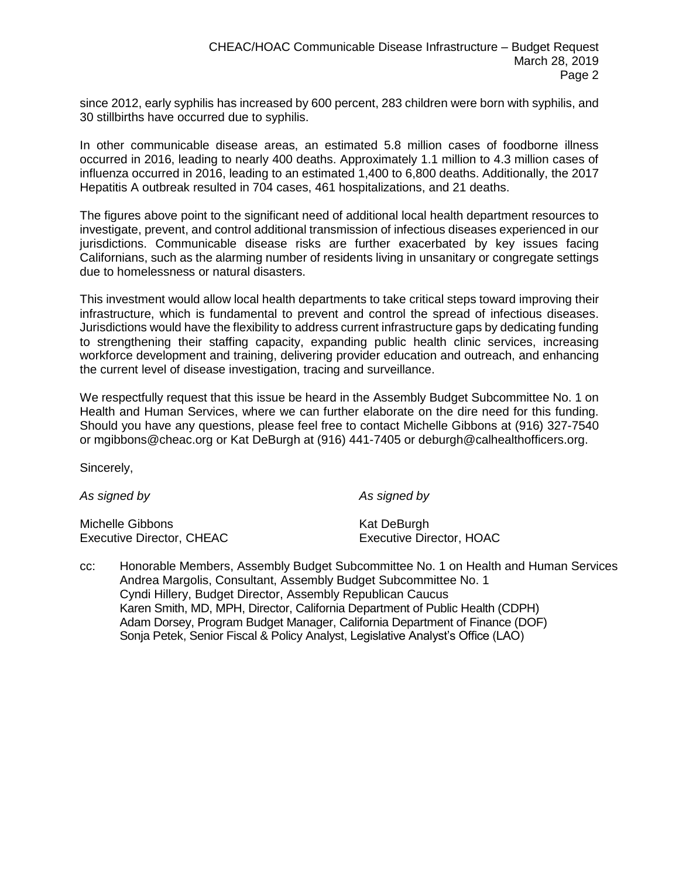since 2012, early syphilis has increased by 600 percent, 283 children were born with syphilis, and 30 stillbirths have occurred due to syphilis.

In other communicable disease areas, an estimated 5.8 million cases of foodborne illness occurred in 2016, leading to nearly 400 deaths. Approximately 1.1 million to 4.3 million cases of influenza occurred in 2016, leading to an estimated 1,400 to 6,800 deaths. Additionally, the 2017 Hepatitis A outbreak resulted in 704 cases, 461 hospitalizations, and 21 deaths.

The figures above point to the significant need of additional local health department resources to investigate, prevent, and control additional transmission of infectious diseases experienced in our jurisdictions. Communicable disease risks are further exacerbated by key issues facing Californians, such as the alarming number of residents living in unsanitary or congregate settings due to homelessness or natural disasters.

This investment would allow local health departments to take critical steps toward improving their infrastructure, which is fundamental to prevent and control the spread of infectious diseases. Jurisdictions would have the flexibility to address current infrastructure gaps by dedicating funding to strengthening their staffing capacity, expanding public health clinic services, increasing workforce development and training, delivering provider education and outreach, and enhancing the current level of disease investigation, tracing and surveillance.

We respectfully request that this issue be heard in the Assembly Budget Subcommittee No. 1 on Health and Human Services, where we can further elaborate on the dire need for this funding. Should you have any questions, please feel free to contact Michelle Gibbons at (916) 327-7540 or mgibbons@cheac.org or Kat DeBurgh at (916) 441-7405 or deburgh@calhealthofficers.org.

Sincerely,

*As signed by*

Michelle Gibbons
Executive Director, CHEAC

*As signed by*

Kat DeBurgh
Executive Director, HOAC

cc: Honorable Members, Assembly Budget Subcommittee No. 1 on Health and Human Services
Andrea Margolis, Consultant, Assembly Budget Subcommittee No. 1
Cyndi Hillery, Budget Director, Assembly Republican Caucus
Karen Smith, MD, MPH, Director, California Department of Public Health (CDPH)
Adam Dorsey, Program Budget Manager, California Department of Finance (DOF)
Sonja Petek, Senior Fiscal & Policy Analyst, Legislative Analyst's Office (LAO)